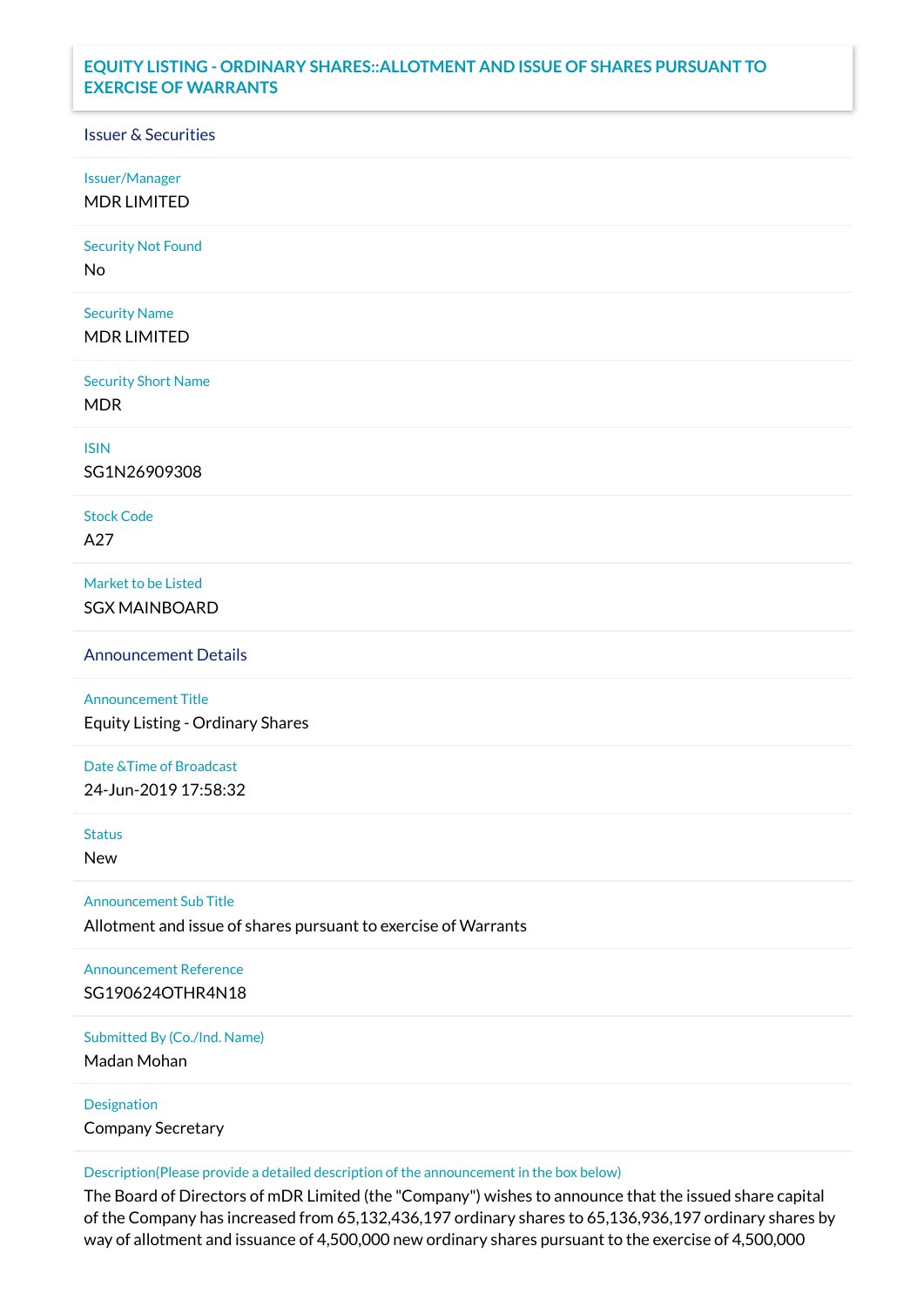# EQUITY LISTING - ORDINARY SHARES::ALLOTMENT AND ISSUE OF SHARES PURSUANT TO EXERCISE OF WARRANTS

## Issuer & Securities

**Issuer/Manager**
MDR LIMITED

**Security Not Found**
No

**Security Name**
MDR LIMITED

**Security Short Name**
MDR

**ISIN**
SG1N26909308

**Stock Code**
A27

**Market to be Listed**
SGX MAINBOARD

## Announcement Details

**Announcement Title**
Equity Listing - Ordinary Shares

**Date &Time of Broadcast**
24-Jun-2019 17:58:32

**Status**
New

**Announcement Sub Title**
Allotment and issue of shares pursuant to exercise of Warrants

**Announcement Reference**
SG190624OTHR4N18

**Submitted By (Co./Ind. Name)**
Madan Mohan

**Designation**
Company Secretary

**Description(Please provide a detailed description of the announcement in the box below)**
The Board of Directors of mDR Limited (the "Company") wishes to announce that the issued share capital of the Company has increased from 65,132,436,197 ordinary shares to 65,136,936,197 ordinary shares by way of allotment and issuance of 4,500,000 new ordinary shares pursuant to the exercise of 4,500,000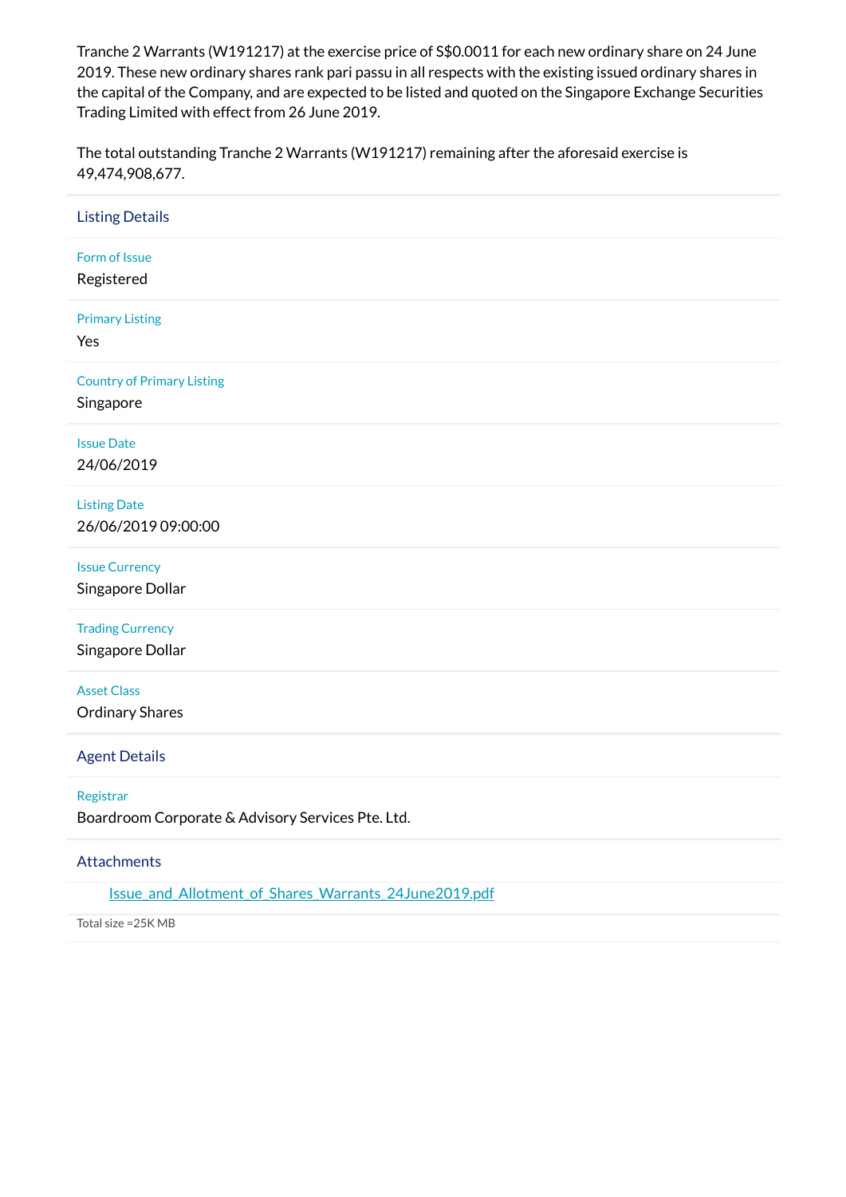Tranche 2 Warrants (W191217) at the exercise price of S$0.0011 for each new ordinary share on 24 June 2019. These new ordinary shares rank pari passu in all respects with the existing issued ordinary shares in the capital of the Company, and are expected to be listed and quoted on the Singapore Exchange Securities Trading Limited with effect from 26 June 2019.

The total outstanding Tranche 2 Warrants (W191217) remaining after the aforesaid exercise is 49,474,908,677.

## Listing Details

Form of Issue
Registered

Primary Listing
Yes

Country of Primary Listing
Singapore

Issue Date
24/06/2019

Listing Date
26/06/2019 09:00:00

Issue Currency
Singapore Dollar

Trading Currency
Singapore Dollar

Asset Class
Ordinary Shares

## Agent Details

Registrar
Boardroom Corporate & Advisory Services Pte. Ltd.

## Attachments

Issue_and_Allotment_of_Shares_Warrants_24June2019.pdf

Total size =25K MB